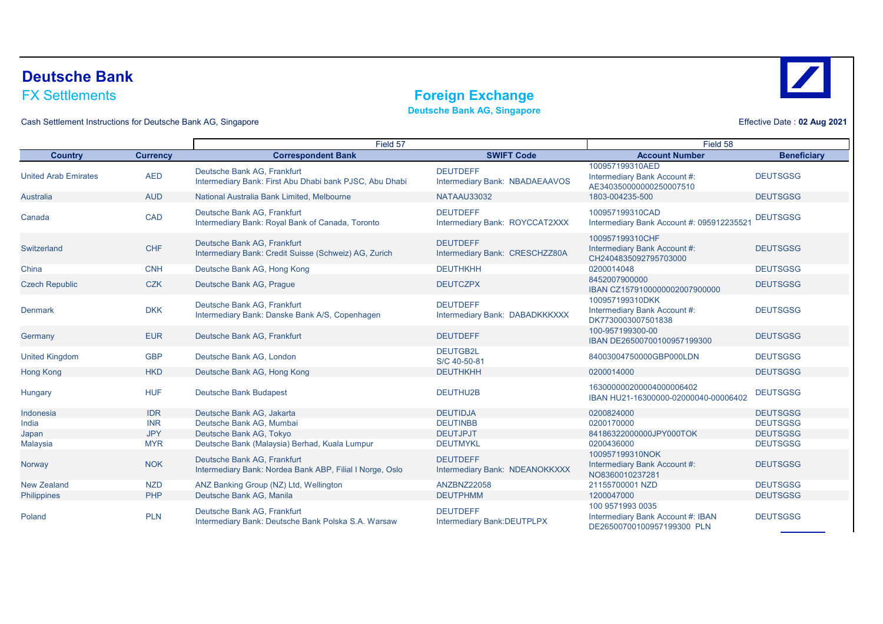# Deutsche Bank

## FX Settlements

## Foreign Exchange

**Deutsche Bank AG, Singapore**

Cash Settlement Instructions for Deutsche Bank AG, Singapore

Effective Date : **02 Aug 2021**

| | | Field 57 | | Field 58 | |
|---|---|---|---|---|---|
| **Country** | **Currency** | **Correspondent Bank** | **SWIFT Code** | **Account Number** | **Beneficiary** |
| United Arab Emirates | AED | Deutsche Bank AG, Frankfurt<br>Intermediary Bank: First Abu Dhabi bank PJSC, Abu Dhabi | DEUTDEFF<br>Intermediary Bank: NBADAEAAVOS | 100957199310AED<br>Intermediary Bank Account #:<br>AE340350000000250007510 | DEUTSGSG |
| Australia | AUD | National Australia Bank Limited, Melbourne | NATAAU33032 | 1803-004235-500 | DEUTSGSG |
| Canada | CAD | Deutsche Bank AG, Frankfurt<br>Intermediary Bank: Royal Bank of Canada, Toronto | DEUTDEFF<br>Intermediary Bank: ROYCCAT2XXX | 100957199310CAD<br>Intermediary Bank Account #: 095912235521 | DEUTSGSG |
| Switzerland | CHF | Deutsche Bank AG, Frankfurt<br>Intermediary Bank: Credit Suisse (Schweiz) AG, Zurich | DEUTDEFF<br>Intermediary Bank: CRESCHZZ80A | 100957199310CHF<br>Intermediary Bank Account #:<br>CH2404835092795703000 | DEUTSGSG |
| China | CNH | Deutsche Bank AG, Hong Kong | DEUTHKHH | 0200014048 | DEUTSGSG |
| Czech Republic | CZK | Deutsche Bank AG, Prague | DEUTCZPX | 8452007900000<br>IBAN CZ1579100000002007900000 | DEUTSGSG |
| Denmark | DKK | Deutsche Bank AG, Frankfurt<br>Intermediary Bank: Danske Bank A/S, Copenhagen | DEUTDEFF<br>Intermediary Bank: DABADKKKXXX | 100957199310DKK<br>Intermediary Bank Account #:<br>DK7730003007501838 | DEUTSGSG |
| Germany | EUR | Deutsche Bank AG, Frankfurt | DEUTDEFF | 100-957199300-00<br>IBAN DE26500700100957199300 | DEUTSGSG |
| United Kingdom | GBP | Deutsche Bank AG, London | DEUTGB2L<br>S/C 40-50-81 | 84003004750000GBP000LDN | DEUTSGSG |
| Hong Kong | HKD | Deutsche Bank AG, Hong Kong | DEUTHKHH | 0200014000 | DEUTSGSG |
| Hungary | HUF | Deutsche Bank Budapest | DEUTHU2B | 163000000200004000006402<br>IBAN HU21-16300000-02000040-00006402 | DEUTSGSG |
| Indonesia | IDR | Deutsche Bank AG, Jakarta | DEUTIDJA | 0200824000 | DEUTSGSG |
| India | INR | Deutsche Bank AG, Mumbai | DEUTINBB | 0200170000 | DEUTSGSG |
| Japan | JPY | Deutsche Bank AG, Tokyo | DEUTJPJT | 84186322000000JPY000TOK | DEUTSGSG |
| Malaysia | MYR | Deutsche Bank (Malaysia) Berhad, Kuala Lumpur | DEUTMYKL | 0200436000 | DEUTSGSG |
| Norway | NOK | Deutsche Bank AG, Frankfurt<br>Intermediary Bank: Nordea Bank ABP, Filial I Norge, Oslo | DEUTDEFF<br>Intermediary Bank: NDEANOKKXXX | 100957199310NOK<br>Intermediary Bank Account #:<br>NO8360010237281 | DEUTSGSG |
| New Zealand | NZD | ANZ Banking Group (NZ) Ltd, Wellington | ANZBNZ22058 | 21155700001 NZD | DEUTSGSG |
| Philippines | PHP | Deutsche Bank AG, Manila | DEUTPHMM | 1200047000 | DEUTSGSG |
| Poland | PLN | Deutsche Bank AG, Frankfurt<br>Intermediary Bank: Deutsche Bank Polska S.A. Warsaw | DEUTDEFF<br>Intermediary Bank:DEUTPLPX | 100 9571993 0035<br>Intermediary Bank Account #: IBAN<br>DE26500700100957199300 PLN | DEUTSGSG |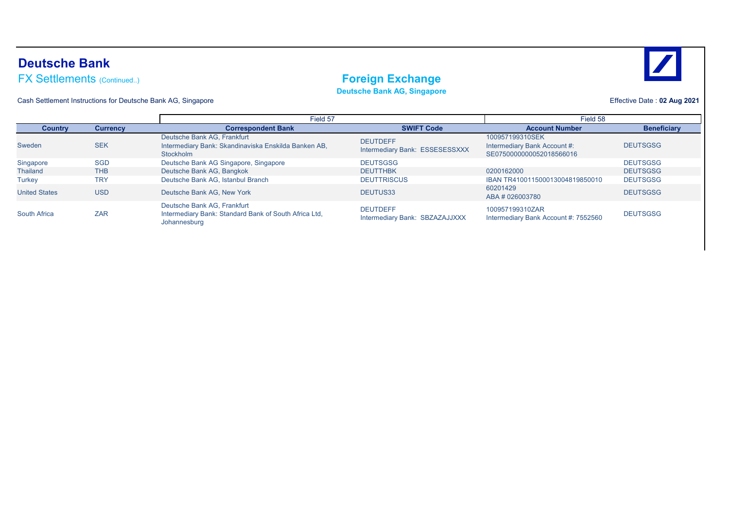# Deutsche Bank

## FX Settlements (Continued..)

## Foreign Exchange

**Deutsche Bank AG, Singapore**

Cash Settlement Instructions for Deutsche Bank AG, Singapore

Effective Date : **02 Aug 2021**

| | | Field 57 | | Field 58 | |
|---|---|---|---|---|---|
| **Country** | **Currency** | **Correspondent Bank** | **SWIFT Code** | **Account Number** | **Beneficiary** |
| Sweden | SEK | Deutsche Bank AG, Frankfurt<br>Intermediary Bank: Skandinaviska Enskilda Banken AB, Stockholm | DEUTDEFF<br>Intermediary Bank: ESSESESSXXX | 100957199310SEK<br>Intermediary Bank Account #: SE0750000000052018566016 | DEUTSGSG |
| Singapore | SGD | Deutsche Bank AG Singapore, Singapore | DEUTSGSG | | DEUTSGSG |
| Thailand | THB | Deutsche Bank AG, Bangkok | DEUTTHBK | 0200162000 | DEUTSGSG |
| Turkey | TRY | Deutsche Bank AG, Istanbul Branch | DEUTTRISCUS | IBAN TR410011500013004819850010 | DEUTSGSG |
| United States | USD | Deutsche Bank AG, New York | DEUTUS33 | 60201429<br>ABA # 026003780 | DEUTSGSG |
| South Africa | ZAR | Deutsche Bank AG, Frankfurt<br>Intermediary Bank: Standard Bank of South Africa Ltd, Johannesburg | DEUTDEFF<br>Intermediary Bank: SBZAZAJJXXX | 100957199310ZAR<br>Intermediary Bank Account #: 7552560 | DEUTSGSG |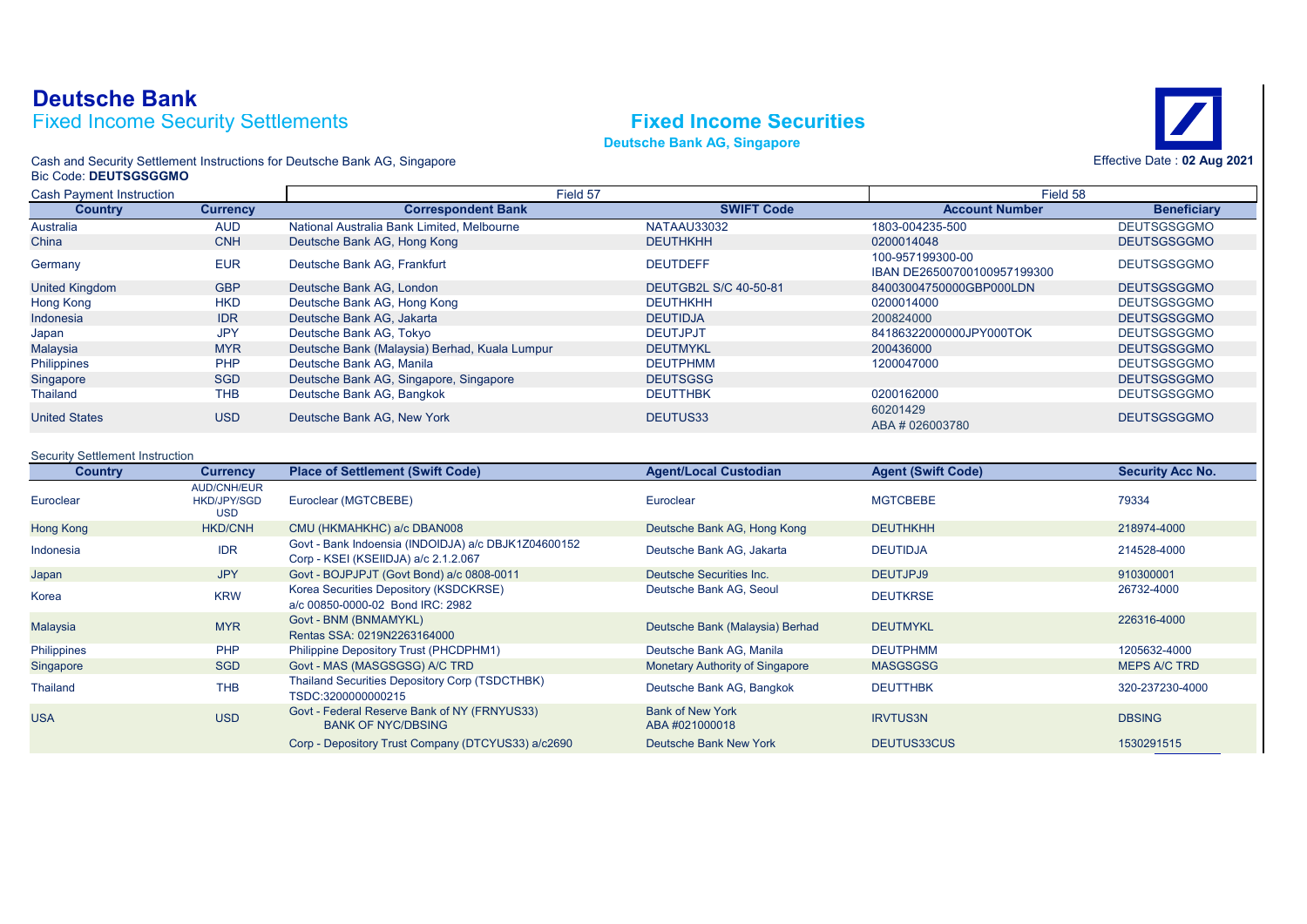# Deutsche Bank

## Fixed Income Security Settlements

## Fixed Income Securities

**Deutsche Bank AG, Singapore**

Cash and Security Settlement Instructions for Deutsche Bank AG, Singapore
Bic Code: **DEUTSGSGGMO**

Effective Date : **02 Aug 2021**

Cash Payment Instruction

| | | Field 57 | | Field 58 | |
|---|---|---|---|---|---|
| **Country** | **Currency** | **Correspondent Bank** | **SWIFT Code** | **Account Number** | **Beneficiary** |
| Australia | AUD | National Australia Bank Limited, Melbourne | NATAAU33032 | 1803-004235-500 | DEUTSGSGGMO |
| China | CNH | Deutsche Bank AG, Hong Kong | DEUTHKHH | 0200014048 | DEUTSGSGGMO |
| Germany | EUR | Deutsche Bank AG, Frankfurt | DEUTDEFF | 100-957199300-00<br>IBAN DE26500700100957199300 | DEUTSGSGGMO |
| United Kingdom | GBP | Deutsche Bank AG, London | DEUTGB2L S/C 40-50-81 | 84003004750000GBP000LDN | DEUTSGSGGMO |
| Hong Kong | HKD | Deutsche Bank AG, Hong Kong | DEUTHKHH | 0200014000 | DEUTSGSGGMO |
| Indonesia | IDR | Deutsche Bank AG, Jakarta | DEUTIDJA | 200824000 | DEUTSGSGGMO |
| Japan | JPY | Deutsche Bank AG, Tokyo | DEUTJPJT | 84186322000000JPY000TOK | DEUTSGSGGMO |
| Malaysia | MYR | Deutsche Bank (Malaysia) Berhad, Kuala Lumpur | DEUTMYKL | 200436000 | DEUTSGSGGMO |
| Philippines | PHP | Deutsche Bank AG, Manila | DEUTPHMM | 1200047000 | DEUTSGSGGMO |
| Singapore | SGD | Deutsche Bank AG, Singapore, Singapore | DEUTSGSG | | DEUTSGSGGMO |
| Thailand | THB | Deutsche Bank AG, Bangkok | DEUTTHBK | 0200162000 | DEUTSGSGGMO |
| United States | USD | Deutsche Bank AG, New York | DEUTUS33 | 60201429<br>ABA # 026003780 | DEUTSGSGGMO |

Security Settlement Instruction

| **Country** | **Currency** | **Place of Settlement (Swift Code)** | **Agent/Local Custodian** | **Agent (Swift Code)** | **Security Acc No.** |
|---|---|---|---|---|---|
| Euroclear | AUD/CNH/EUR<br>HKD/JPY/SGD<br>USD | Euroclear (MGTCBEBE) | Euroclear | MGTCBEBE | 79334 |
| Hong Kong | HKD/CNH | CMU (HKMAHKHC) a/c DBAN008 | Deutsche Bank AG, Hong Kong | DEUTHKHH | 218974-4000 |
| Indonesia | IDR | Govt - Bank Indoensia (INDOIDJA) a/c DBJK1Z04600152<br>Corp - KSEI (KSEIIDJA) a/c 2.1.2.067 | Deutsche Bank AG, Jakarta | DEUTIDJA | 214528-4000 |
| Japan | JPY | Govt - BOJPJPJT (Govt Bond) a/c 0808-0011 | Deutsche Securities Inc. | DEUTJPJ9 | 910300001 |
| Korea | KRW | Korea Securities Depository (KSDCKRSE)<br>a/c 00850-0000-02 Bond IRC: 2982 | Deutsche Bank AG, Seoul | DEUTKRSE | 26732-4000 |
| Malaysia | MYR | Govt - BNM (BNMAMYKL)<br>Rentas SSA: 0219N2263164000 | Deutsche Bank (Malaysia) Berhad | DEUTMYKL | 226316-4000 |
| Philippines | PHP | Philippine Depository Trust (PHCDPHM1) | Deutsche Bank AG, Manila | DEUTPHMM | 1205632-4000 |
| Singapore | SGD | Govt - MAS (MASGSGSG) A/C TRD | Monetary Authority of Singapore | MASGSGSG | MEPS A/C TRD |
| Thailand | THB | Thailand Securities Depository Corp (TSDCTHBK)<br>TSDC:3200000000215 | Deutsche Bank AG, Bangkok | DEUTTHBK | 320-237230-4000 |
| USA | USD | Govt - Federal Reserve Bank of NY (FRNYUS33)<br>BANK OF NYC/DBSING | Bank of New York<br>ABA #021000018 | IRVTUS3N | DBSING |
| | | Corp - Depository Trust Company (DTCYUS33) a/c2690 | Deutsche Bank New York | DEUTUS33CUS | 1530291515 |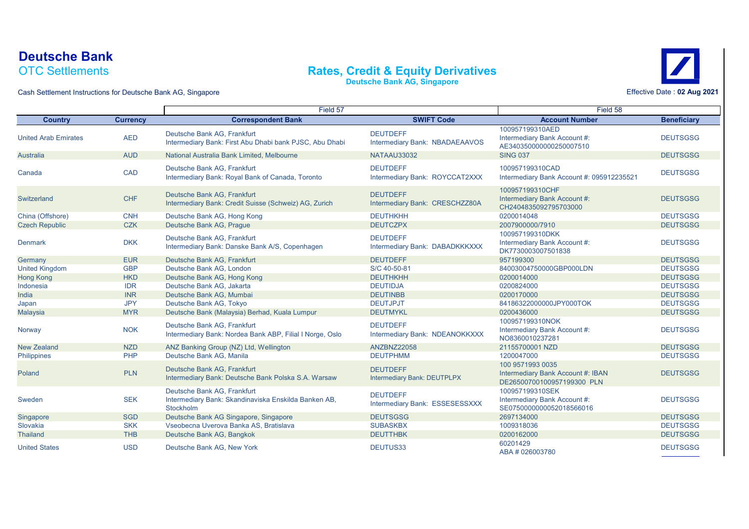# Deutsche Bank

## OTC Settlements

## Rates, Credit & Equity Derivatives

**Deutsche Bank AG, Singapore**

Cash Settlement Instructions for Deutsche Bank AG, Singapore

Effective Date : **02 Aug 2021**

| | | Field 57 | | Field 58 | |
|---|---|---|---|---|---|
| **Country** | **Currency** | **Correspondent Bank** | **SWIFT Code** | **Account Number** | **Beneficiary** |
| United Arab Emirates | AED | Deutsche Bank AG, Frankfurt<br>Intermediary Bank: First Abu Dhabi bank PJSC, Abu Dhabi | DEUTDEFF<br>Intermediary Bank: NBADAEAAVOS | 100957199310AED<br>Intermediary Bank Account #:<br>AE340350000000250007510 | DEUTSGSG |
| Australia | AUD | National Australia Bank Limited, Melbourne | NATAAU33032 | SING 037 | DEUTSGSG |
| Canada | CAD | Deutsche Bank AG, Frankfurt<br>Intermediary Bank: Royal Bank of Canada, Toronto | DEUTDEFF<br>Intermediary Bank: ROYCCAT2XXX | 100957199310CAD<br>Intermediary Bank Account #: 095912235521 | DEUTSGSG |
| Switzerland | CHF | Deutsche Bank AG, Frankfurt<br>Intermediary Bank: Credit Suisse (Schweiz) AG, Zurich | DEUTDEFF<br>Intermediary Bank: CRESCHZZ80A | 100957199310CHF<br>Intermediary Bank Account #:<br>CH2404835092795703000 | DEUTSGSG |
| China (Offshore) | CNH | Deutsche Bank AG, Hong Kong | DEUTHKHH | 0200014048 | DEUTSGSG |
| Czech Republic | CZK | Deutsche Bank AG, Prague | DEUTCZPX | 2007900000/7910 | DEUTSGSG |
| Denmark | DKK | Deutsche Bank AG, Frankfurt<br>Intermediary Bank: Danske Bank A/S, Copenhagen | DEUTDEFF<br>Intermediary Bank: DABADKKKXXX | 100957199310DKK<br>Intermediary Bank Account #:<br>DK7730003007501838 | DEUTSGSG |
| Germany | EUR | Deutsche Bank AG, Frankfurt | DEUTDEFF | 957199300 | DEUTSGSG |
| United Kingdom | GBP | Deutsche Bank AG, London | S/C 40-50-81 | 84003004750000GBP000LDN | DEUTSGSG |
| Hong Kong | HKD | Deutsche Bank AG, Hong Kong | DEUTHKHH | 0200014000 | DEUTSGSG |
| Indonesia | IDR | Deutsche Bank AG, Jakarta | DEUTIDJA | 0200824000 | DEUTSGSG |
| India | INR | Deutsche Bank AG, Mumbai | DEUTINBB | 0200170000 | DEUTSGSG |
| Japan | JPY | Deutsche Bank AG, Tokyo | DEUTJPJT | 84186322000000JPY000TOK | DEUTSGSG |
| Malaysia | MYR | Deutsche Bank (Malaysia) Berhad, Kuala Lumpur | DEUTMYKL | 0200436000 | DEUTSGSG |
| Norway | NOK | Deutsche Bank AG, Frankfurt<br>Intermediary Bank: Nordea Bank ABP, Filial I Norge, Oslo | DEUTDEFF<br>Intermediary Bank: NDEANOKKXXX | 100957199310NOK<br>Intermediary Bank Account #:<br>NO8360010237281 | DEUTSGSG |
| New Zealand | NZD | ANZ Banking Group (NZ) Ltd, Wellington | ANZBNZ22058 | 21155700001 NZD | DEUTSGSG |
| Philippines | PHP | Deutsche Bank AG, Manila | DEUTPHMM | 1200047000 | DEUTSGSG |
| Poland | PLN | Deutsche Bank AG, Frankfurt<br>Intermediary Bank: Deutsche Bank Polska S.A. Warsaw | DEUTDEFF<br>Intermediary Bank: DEUTPLPX | 100 9571993 0035<br>Intermediary Bank Account #: IBAN<br>DE26500700100957199300 PLN | DEUTSGSG |
| Sweden | SEK | Deutsche Bank AG, Frankfurt<br>Intermediary Bank: Skandinaviska Enskilda Banken AB, Stockholm | DEUTDEFF<br>Intermediary Bank: ESSESESSXXX | 100957199310SEK<br>Intermediary Bank Account #:<br>SE0750000000052018566016 | DEUTSGSG |
| Singapore | SGD | Deutsche Bank Singapore, Singapore | DEUTSGSG | 2697134000 | DEUTSGSG |
| Slovakia | SKK | Vseobecna Uverova Banka AS, Bratislava | SUBASKBX | 1009318036 | DEUTSGSG |
| Thailand | THB | Deutsche Bank AG, Bangkok | DEUTTHBK | 0200162000 | DEUTSGSG |
| United States | USD | Deutsche Bank AG, New York | DEUTUS33 | 60201429<br>ABA # 026003780 | DEUTSGSG |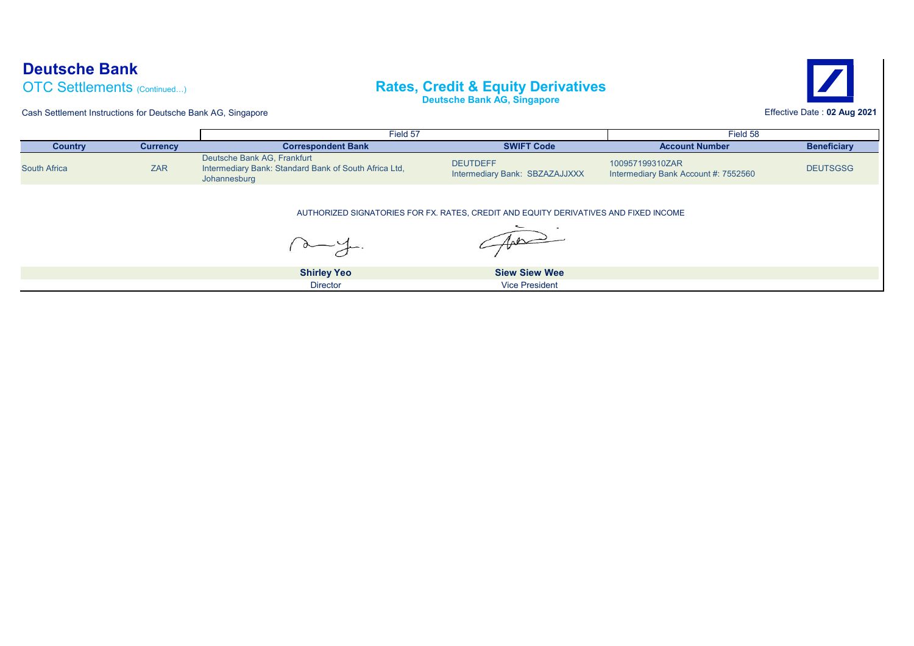# Deutsche Bank

OTC Settlements (Continued…)

## Rates, Credit & Equity Derivatives

**Deutsche Bank AG, Singapore**

Cash Settlement Instructions for Deutsche Bank AG, Singapore

Effective Date : **02 Aug 2021**

| | | Field 57 | | Field 58 | |
|---|---|---|---|---|---|
| **Country** | **Currency** | **Correspondent Bank** | **SWIFT Code** | **Account Number** | **Beneficiary** |
| South Africa | ZAR | Deutsche Bank AG, Frankfurt<br>Intermediary Bank: Standard Bank of South Africa Ltd, Johannesburg | DEUTDEFF<br>Intermediary Bank: SBZAZAJJXXX | 100957199310ZAR<br>Intermediary Bank Account #: 7552560 | DEUTSGSG |

AUTHORIZED SIGNATORIES FOR FX. RATES, CREDIT AND EQUITY DERIVATIVES AND FIXED INCOME

| | |
|---|---|
| **Shirley Yeo** | **Siew Siew Wee** |
| Director | Vice President |